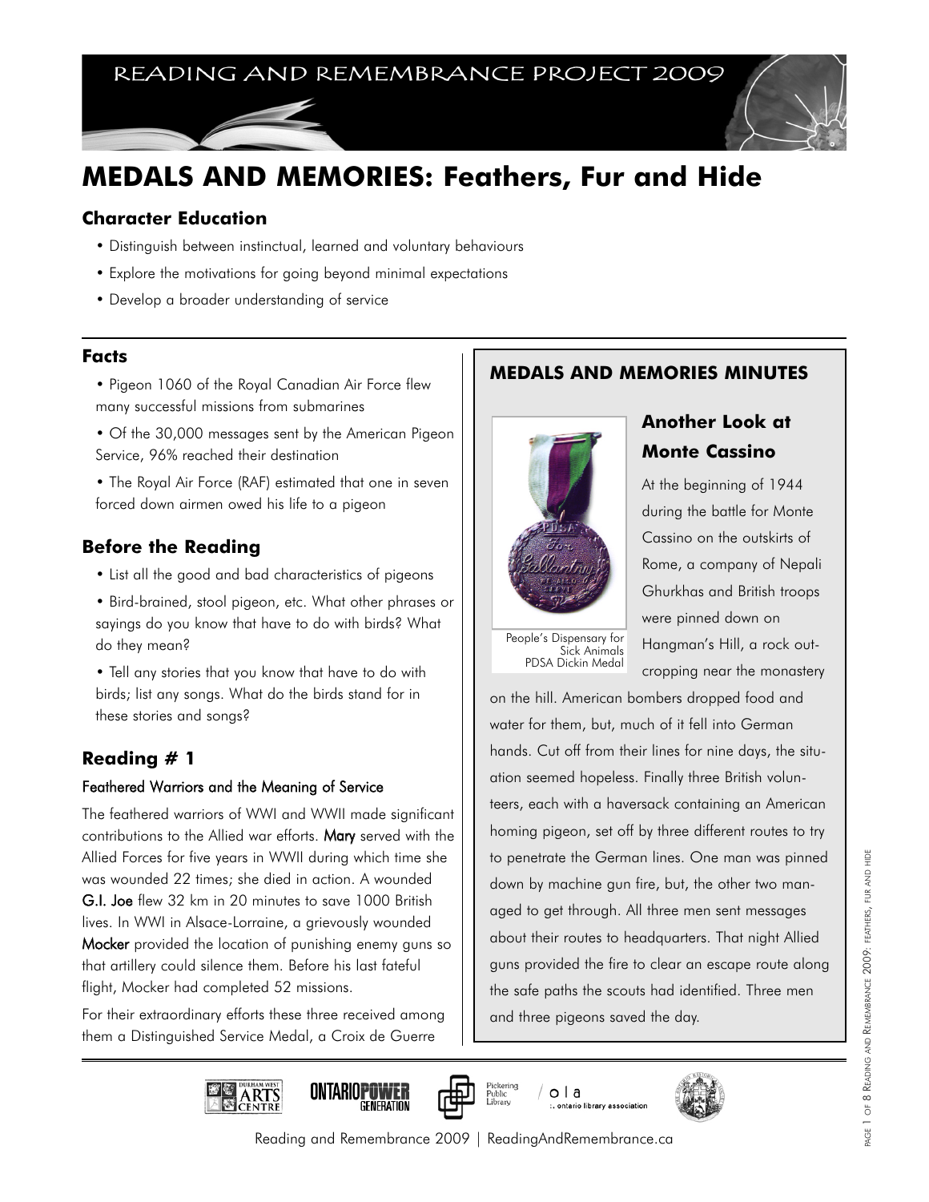READING AND REMEMBRANCE PROJECT 2009

# MEDALS AND MEMORIES: Feathers, Fur and Hide

### Character Education

- Distinguish between instinctual, learned and voluntary behaviours
- Explore the motivations for going beyond minimal expectations
- Develop a broader understanding of service

### Facts

- Pigeon 1060 of the Royal Canadian Air Force flew many successful missions from submarines
- Of the 30,000 messages sent by the American Pigeon Service, 96% reached their destination
- The Royal Air Force (RAF) estimated that one in seven forced down airmen owed his life to a pigeon

### Before the Reading

- List all the good and bad characteristics of pigeons
- Bird-brained, stool pigeon, etc. What other phrases or sayings do you know that have to do with birds? What do they mean?
- Tell any stories that you know that have to do with birds; list any songs. What do the birds stand for in these stories and songs?

### Reading # 1

#### Feathered Warriors and the Meaning of Service

The feathered warriors of WWI and WWII made significant contributions to the Allied war efforts. **Mary** served with the Allied Forces for five years in WWII during which time she was wounded 22 times; she died in action. A wounded **G.I. Joe** flew 32 km in 20 minutes to save 1000 British lives. In WWI in Alsace-Lorraine, a grievously wounded **Mocker** provided the location of punishing enemy guns so that artillery could silence them. Before his last fateful flight, Mocker had completed 52 missions.

For their extraordinary efforts these three received among them a Distinguished Service Medal, a Croix de Guerre

### MEDALS AND MEMORIES MINUTES

People's Dispensary for Sick Animals PDSA Dickin Medal

#### Another Look at Monte Cassino

At the beginning of 1944 during the battle for Monte Cassino on the outskirts of Rome, a company of Nepali Ghurkhas and British troops were pinned down on Hangman's Hill, a rock outcropping near the monastery on the hill. American bombers dropped food and water for them, but, much of it fell into German hands. Cut off from their lines for nine days, the situation seemed hopeless. Finally three British volunteers, each with a haversack containing an American homing pigeon, set off by three different routes to try to penetrate the German lines. One man was pinned down by machine gun fire, but, the other two managed to get through. All three men sent messages about their routes to headquarters. That night Allied guns provided the fire to clear an escape route along the safe paths the scouts had identified. Three men and three pigeons saved the day.

Reading and Remembrance 2009 | ReadingAndRemembrance.ca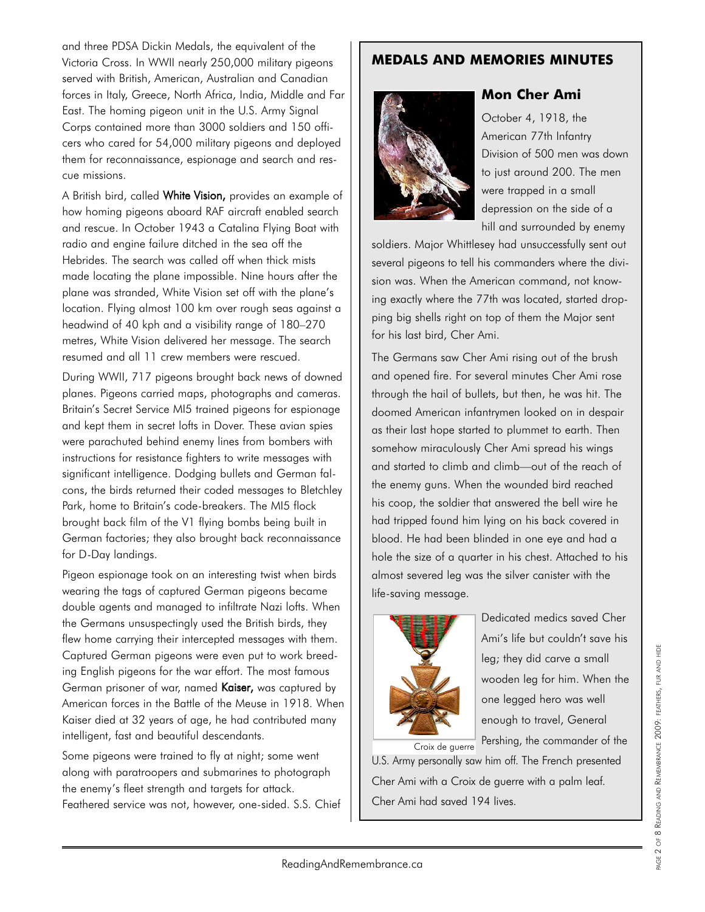and three PDSA Dickin Medals, the equivalent of the Victoria Cross. In WWII nearly 250,000 military pigeons served with British, American, Australian and Canadian forces in Italy, Greece, North Africa, India, Middle and Far East. The homing pigeon unit in the U.S. Army Signal Corps contained more than 3000 soldiers and 150 officers who cared for 54,000 military pigeons and deployed them for reconnaissance, espionage and search and rescue missions.

A British bird, called **White Vision,** provides an example of how homing pigeons aboard RAF aircraft enabled search and rescue. In October 1943 a Catalina Flying Boat with radio and engine failure ditched in the sea off the Hebrides. The search was called off when thick mists made locating the plane impossible. Nine hours after the plane was stranded, White Vision set off with the plane's location. Flying almost 100 km over rough seas against a headwind of 40 kph and a visibility range of 180–270 metres, White Vision delivered her message. The search resumed and all 11 crew members were rescued.

During WWII, 717 pigeons brought back news of downed planes. Pigeons carried maps, photographs and cameras. Britain's Secret Service MI5 trained pigeons for espionage and kept them in secret lofts in Dover. These avian spies were parachuted behind enemy lines from bombers with instructions for resistance fighters to write messages with significant intelligence. Dodging bullets and German falcons, the birds returned their coded messages to Bletchley Park, home to Britain's code-breakers. The MI5 flock brought back film of the V1 flying bombs being built in German factories; they also brought back reconnaissance for D-Day landings.

Pigeon espionage took on an interesting twist when birds wearing the tags of captured German pigeons became double agents and managed to infiltrate Nazi lofts. When the Germans unsuspectingly used the British birds, they flew home carrying their intercepted messages with them. Captured German pigeons were even put to work breeding English pigeons for the war effort. The most famous German prisoner of war, named **Kaiser,** was captured by American forces in the Battle of the Meuse in 1918. When Kaiser died at 32 years of age, he had contributed many intelligent, fast and beautiful descendants.

Some pigeons were trained to fly at night; some went along with paratroopers and submarines to photograph the enemy's fleet strength and targets for attack. Feathered service was not, however, one-sided. S.S. Chief

## MEDALS AND MEMORIES MINUTES

### Mon Cher Ami

October 4, 1918, the American 77th Infantry Division of 500 men was down to just around 200. The men were trapped in a small depression on the side of a hill and surrounded by enemy soldiers. Major Whittlesey had unsuccessfully sent out several pigeons to tell his commanders where the division was. When the American command, not knowing exactly where the 77th was located, started dropping big shells right on top of them the Major sent for his last bird, Cher Ami.

The Germans saw Cher Ami rising out of the brush and opened fire. For several minutes Cher Ami rose through the hail of bullets, but then, he was hit. The doomed American infantrymen looked on in despair as their last hope started to plummet to earth. Then somehow miraculously Cher Ami spread his wings and started to climb and climb—out of the reach of the enemy guns. When the wounded bird reached his coop, the soldier that answered the bell wire he had tripped found him lying on his back covered in blood. He had been blinded in one eye and had a hole the size of a quarter in his chest. Attached to his almost severed leg was the silver canister with the life-saving message.

Dedicated medics saved Cher Ami's life but couldn't save his leg; they did carve a small wooden leg for him. When the one legged hero was well enough to travel, General Pershing, the commander of the U.S. Army personally saw him off. The French presented Cher Ami with a Croix de guerre with a palm leaf. Cher Ami had saved 194 lives.

Croix de guerre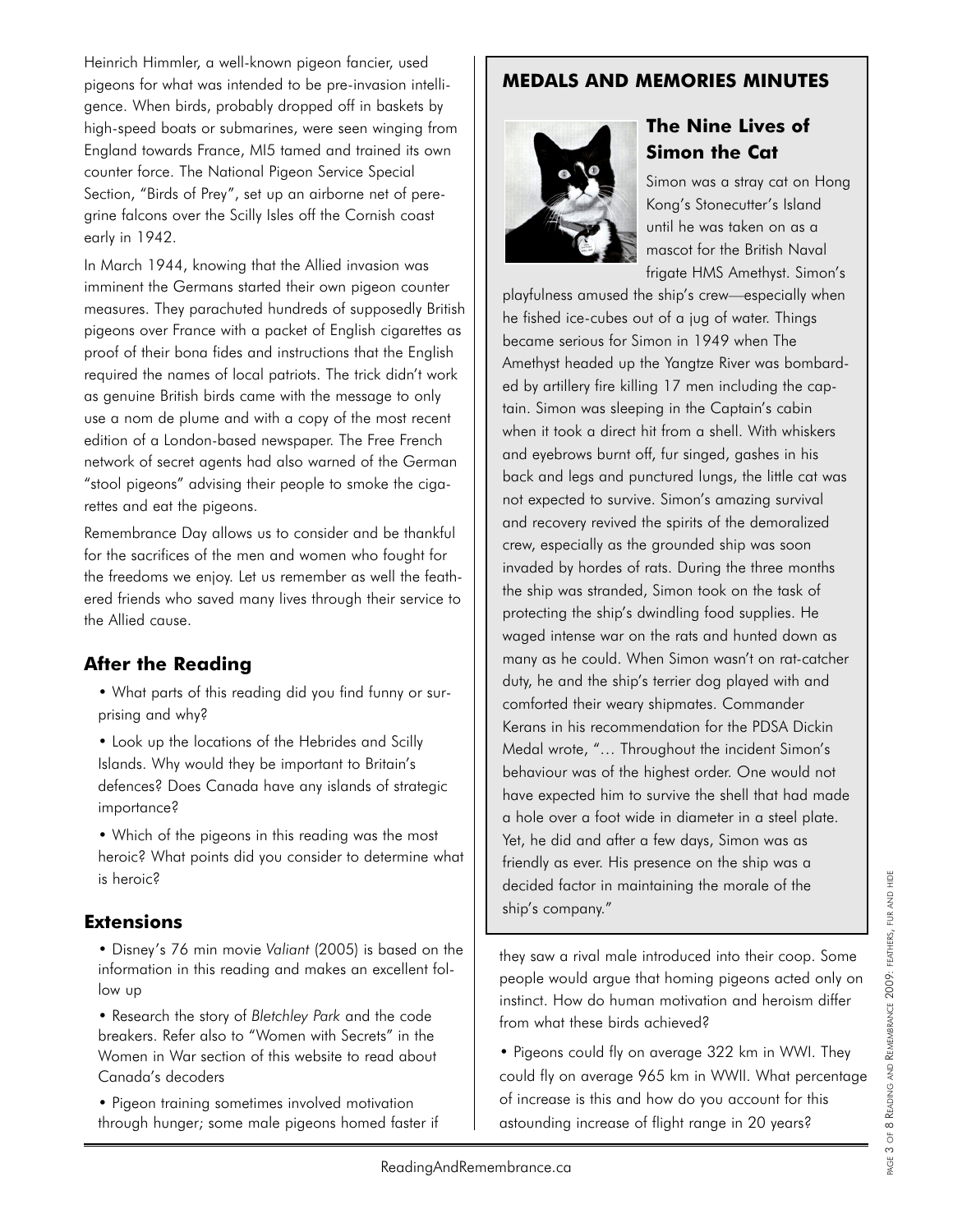Heinrich Himmler, a well-known pigeon fancier, used pigeons for what was intended to be pre-invasion intelligence. When birds, probably dropped off in baskets by high-speed boats or submarines, were seen winging from England towards France, MI5 tamed and trained its own counter force. The National Pigeon Service Special Section, "Birds of Prey", set up an airborne net of peregrine falcons over the Scilly Isles off the Cornish coast early in 1942.

In March 1944, knowing that the Allied invasion was imminent the Germans started their own pigeon counter measures. They parachuted hundreds of supposedly British pigeons over France with a packet of English cigarettes as proof of their bona fides and instructions that the English required the names of local patriots. The trick didn't work as genuine British birds came with the message to only use a nom de plume and with a copy of the most recent edition of a London-based newspaper. The Free French network of secret agents had also warned of the German "stool pigeons" advising their people to smoke the cigarettes and eat the pigeons.

Remembrance Day allows us to consider and be thankful for the sacrifices of the men and women who fought for the freedoms we enjoy. Let us remember as well the feathered friends who saved many lives through their service to the Allied cause.

## After the Reading

- What parts of this reading did you find funny or surprising and why?
- Look up the locations of the Hebrides and Scilly Islands. Why would they be important to Britain's defences? Does Canada have any islands of strategic importance?
- Which of the pigeons in this reading was the most heroic? What points did you consider to determine what is heroic?

## Extensions

- Disney's 76 min movie *Valiant* (2005) is based on the information in this reading and makes an excellent follow up
- Research the story of *Bletchley Park* and the code breakers. Refer also to "Women with Secrets" in the Women in War section of this website to read about Canada's decoders
- Pigeon training sometimes involved motivation through hunger; some male pigeons homed faster if they saw a rival male introduced into their coop. Some people would argue that homing pigeons acted only on instinct. How do human motivation and heroism differ from what these birds achieved?
- Pigeons could fly on average 322 km in WWI. They could fly on average 965 km in WWII. What percentage of increase is this and how do you account for this astounding increase of flight range in 20 years?

## MEDALS AND MEMORIES MINUTES

### The Nine Lives of Simon the Cat

Simon was a stray cat on Hong Kong's Stonecutter's Island until he was taken on as a mascot for the British Naval frigate HMS Amethyst. Simon's playfulness amused the ship's crew—especially when he fished ice-cubes out of a jug of water. Things became serious for Simon in 1949 when The Amethyst headed up the Yangtze River was bombarded by artillery fire killing 17 men including the captain. Simon was sleeping in the Captain's cabin when it took a direct hit from a shell. With whiskers and eyebrows burnt off, fur singed, gashes in his back and legs and punctured lungs, the little cat was not expected to survive. Simon's amazing survival and recovery revived the spirits of the demoralized crew, especially as the grounded ship was soon invaded by hordes of rats. During the three months the ship was stranded, Simon took on the task of protecting the ship's dwindling food supplies. He waged intense war on the rats and hunted down as many as he could. When Simon wasn't on rat-catcher duty, he and the ship's terrier dog played with and comforted their weary shipmates. Commander Kerans in his recommendation for the PDSA Dickin Medal wrote, "… Throughout the incident Simon's behaviour was of the highest order. One would not have expected him to survive the shell that had made a hole over a foot wide in diameter in a steel plate. Yet, he did and after a few days, Simon was as friendly as ever. His presence on the ship was a decided factor in maintaining the morale of the ship's company."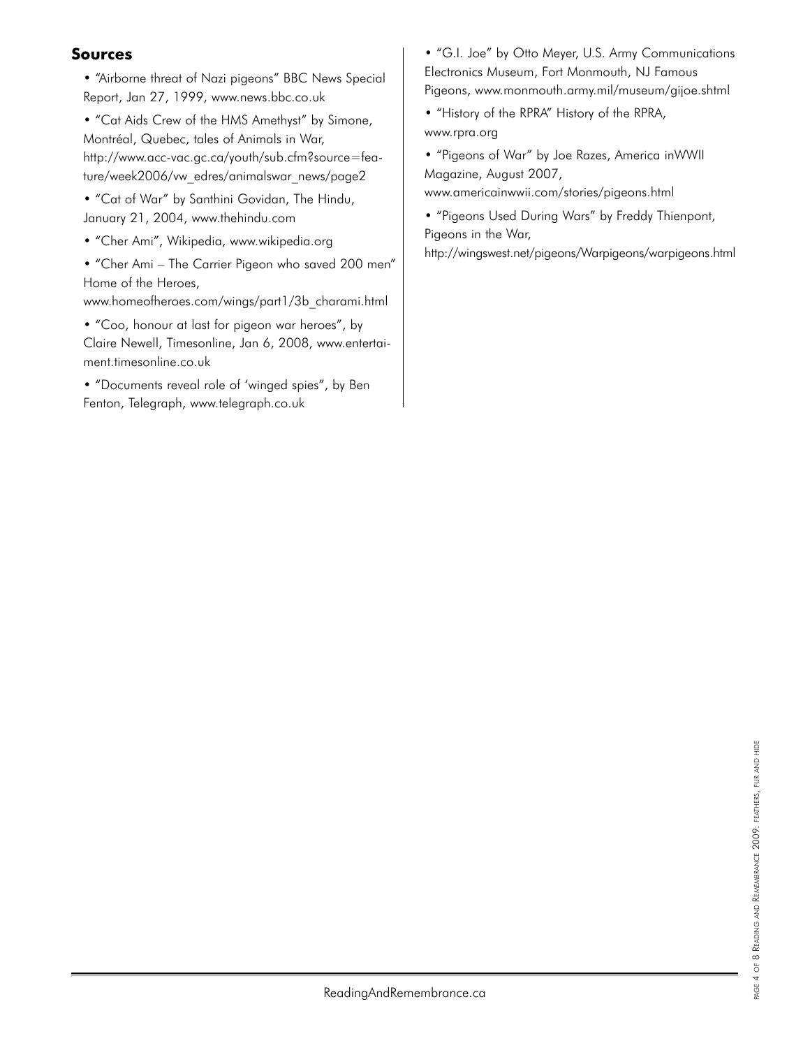## Sources

- "Airborne threat of Nazi pigeons" BBC News Special Report, Jan 27, 1999, www.news.bbc.co.uk
- "Cat Aids Crew of the HMS Amethyst" by Simone, Montréal, Quebec, tales of Animals in War, http://www.acc-vac.gc.ca/youth/sub.cfm?source=feature/week2006/vw_edres/animalswar_news/page2
- "Cat of War" by Santhini Govidan, The Hindu, January 21, 2004, www.thehindu.com
- "Cher Ami", Wikipedia, www.wikipedia.org
- "Cher Ami – The Carrier Pigeon who saved 200 men" Home of the Heroes, www.homeofheroes.com/wings/part1/3b_charami.html
- "Coo, honour at last for pigeon war heroes", by Claire Newell, Timesonline, Jan 6, 2008, www.entertaiment.timesonline.co.uk
- "Documents reveal role of 'winged spies", by Ben Fenton, Telegraph, www.telegraph.co.uk
- "G.I. Joe" by Otto Meyer, U.S. Army Communications Electronics Museum, Fort Monmouth, NJ Famous Pigeons, www.monmouth.army.mil/museum/gijoe.shtml
- "History of the RPRA" History of the RPRA, www.rpra.org
- "Pigeons of War" by Joe Razes, America inWWII Magazine, August 2007, www.americainwwii.com/stories/pigeons.html
- "Pigeons Used During Wars" by Freddy Thienpont, Pigeons in the War, http://wingswest.net/pigeons/Warpigeons/warpigeons.html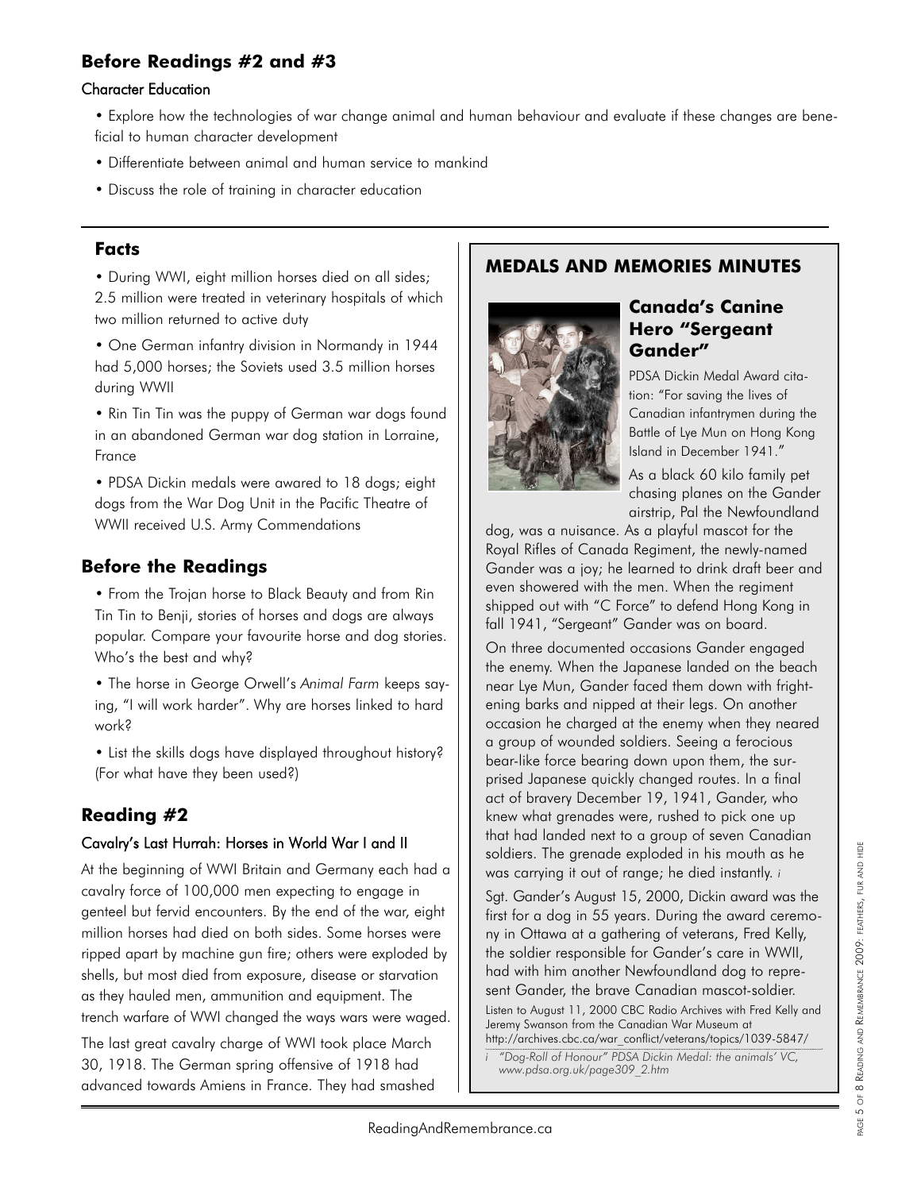## Before Readings #2 and #3

### Character Education

- Explore how the technologies of war change animal and human behaviour and evaluate if these changes are beneficial to human character development
- Differentiate between animal and human service to mankind
- Discuss the role of training in character education

### Facts

- During WWI, eight million horses died on all sides; 2.5 million were treated in veterinary hospitals of which two million returned to active duty
- One German infantry division in Normandy in 1944 had 5,000 horses; the Soviets used 3.5 million horses during WWII
- Rin Tin Tin was the puppy of German war dogs found in an abandoned German war dog station in Lorraine, France
- PDSA Dickin medals were awared to 18 dogs; eight dogs from the War Dog Unit in the Pacific Theatre of WWII received U.S. Army Commendations

## Before the Readings

- From the Trojan horse to Black Beauty and from Rin Tin Tin to Benji, stories of horses and dogs are always popular. Compare your favourite horse and dog stories. Who's the best and why?
- The horse in George Orwell's *Animal Farm* keeps saying, "I will work harder". Why are horses linked to hard work?
- List the skills dogs have displayed throughout history? (For what have they been used?)

## Reading #2

### Cavalry's Last Hurrah: Horses in World War I and II

At the beginning of WWI Britain and Germany each had a cavalry force of 100,000 men expecting to engage in genteel but fervid encounters. By the end of the war, eight million horses had died on both sides. Some horses were ripped apart by machine gun fire; others were exploded by shells, but most died from exposure, disease or starvation as they hauled men, ammunition and equipment. The trench warfare of WWI changed the ways wars were waged.

The last great cavalry charge of WWI took place March 30, 1918. The German spring offensive of 1918 had advanced towards Amiens in France. They had smashed

## MEDALS AND MEMORIES MINUTES

### Canada's Canine Hero "Sergeant Gander"

PDSA Dickin Medal Award citation: "For saving the lives of Canadian infantrymen during the Battle of Lye Mun on Hong Kong Island in December 1941."

As a black 60 kilo family pet chasing planes on the Gander airstrip, Pal the Newfoundland dog, was a nuisance. As a playful mascot for the Royal Rifles of Canada Regiment, the newly-named Gander was a joy; he learned to drink draft beer and even showered with the men. When the regiment shipped out with "C Force" to defend Hong Kong in fall 1941, "Sergeant" Gander was on board.

On three documented occasions Gander engaged the enemy. When the Japanese landed on the beach near Lye Mun, Gander faced them down with frightening barks and nipped at their legs. On another occasion he charged at the enemy when they neared a group of wounded soldiers. Seeing a ferocious bear-like force bearing down upon them, the surprised Japanese quickly changed routes. In a final act of bravery December 19, 1941, Gander, who knew what grenades were, rushed to pick one up that had landed next to a group of seven Canadian soldiers. The grenade exploded in his mouth as he was carrying it out of range; he died instantly. [i]

Sgt. Gander's August 15, 2000, Dickin award was the first for a dog in 55 years. During the award ceremony in Ottawa at a gathering of veterans, Fred Kelly, the soldier responsible for Gander's care in WWII, had with him another Newfoundland dog to represent Gander, the brave Canadian mascot-soldier.

Listen to August 11, 2000 CBC Radio Archives with Fred Kelly and Jeremy Swanson from the Canadian War Museum at http://archives.cbc.ca/war_conflict/veterans/topics/1039-5847/

[i] *"Dog-Roll of Honour" PDSA Dickin Medal: the animals' VC, www.pdsa.org.uk/page309_2.htm*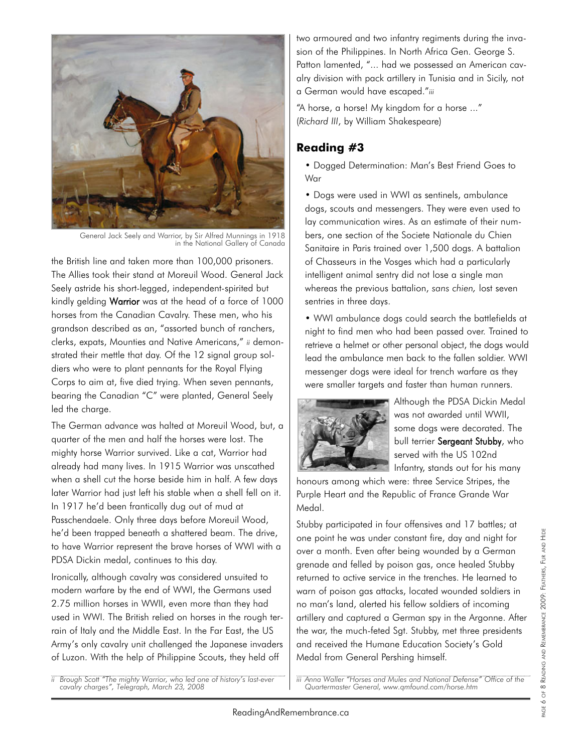General Jack Seely and Warrior, by Sir Alfred Munnings in 1918 in the National Gallery of Canada

the British line and taken more than 100,000 prisoners. The Allies took their stand at Moreuil Wood. General Jack Seely astride his short-legged, independent-spirited but kindly gelding **Warrior** was at the head of a force of 1000 horses from the Canadian Cavalry. These men, who his grandson described as an, "assorted bunch of ranchers, clerks, expats, Mounties and Native Americans," [ii] demonstrated their mettle that day. Of the 12 signal group soldiers who were to plant pennants for the Royal Flying Corps to aim at, five died trying. When seven pennants, bearing the Canadian "C" were planted, General Seely led the charge.

The German advance was halted at Moreuil Wood, but, a quarter of the men and half the horses were lost. The mighty horse Warrior survived. Like a cat, Warrior had already had many lives. In 1915 Warrior was unscathed when a shell cut the horse beside him in half. A few days later Warrior had just left his stable when a shell fell on it. In 1917 he'd been frantically dug out of mud at Passchendaele. Only three days before Moreuil Wood, he'd been trapped beneath a shattered beam. The drive, to have Warrior represent the brave horses of WWI with a PDSA Dickin medal, continues to this day.

Ironically, although cavalry was considered unsuited to modern warfare by the end of WWI, the Germans used 2.75 million horses in WWII, even more than they had used in WWI. The British relied on horses in the rough terrain of Italy and the Middle East. In the Far East, the US Army's only cavalry unit challenged the Japanese invaders of Luzon. With the help of Philippine Scouts, they held off two armoured and two infantry regiments during the invasion of the Philippines. In North Africa Gen. George S. Patton lamented, "... had we possessed an American cavalry division with pack artillery in Tunisia and in Sicily, not a German would have escaped."[iii]

"A horse, a horse! My kingdom for a horse ..." (*Richard III*, by William Shakespeare)

## Reading #3

- Dogged Determination: Man's Best Friend Goes to War
- Dogs were used in WWI as sentinels, ambulance dogs, scouts and messengers. They were even used to lay communication wires. As an estimate of their numbers, one section of the Societe Nationale du Chien Sanitaire in Paris trained over 1,500 dogs. A battalion of Chasseurs in the Vosges which had a particularly intelligent animal sentry did not lose a single man whereas the previous battalion, *sans chien,* lost seven sentries in three days.
- WWI ambulance dogs could search the battlefields at night to find men who had been passed over. Trained to retrieve a helmet or other personal object, the dogs would lead the ambulance men back to the fallen soldier. WWI messenger dogs were ideal for trench warfare as they were smaller targets and faster than human runners.

Although the PDSA Dickin Medal was not awarded until WWII, some dogs were decorated. The bull terrier **Sergeant Stubby**, who served with the US 102nd Infantry, stands out for his many honours among which were: three Service Stripes, the Purple Heart and the Republic of France Grande War Medal.

Stubby participated in four offensives and 17 battles; at one point he was under constant fire, day and night for over a month. Even after being wounded by a German grenade and felled by poison gas, once healed Stubby returned to active service in the trenches. He learned to warn of poison gas attacks, located wounded soldiers in no man's land, alerted his fellow soldiers of incoming artillery and captured a German spy in the Argonne. After the war, the much-feted Sgt. Stubby, met three presidents and received the Humane Education Society's Gold Medal from General Pershing himself.

---

*ii Brough Scott "The mighty Warrior, who led one of history's last-ever cavalry charges", Telegraph, March 23, 2008*

*iii Anna Waller "Horses and Mules and National Defense" Office of the Quartermaster General, www.qmfound.com/horse.htm*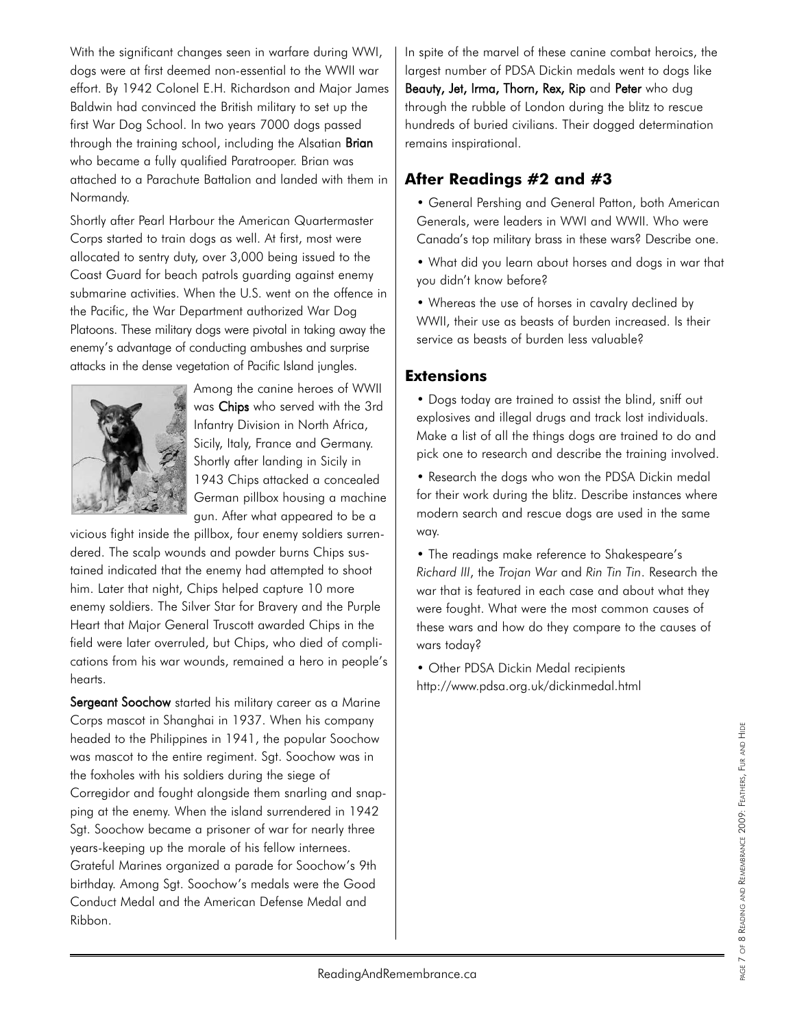With the significant changes seen in warfare during WWI, dogs were at first deemed non-essential to the WWII war effort. By 1942 Colonel E.H. Richardson and Major James Baldwin had convinced the British military to set up the first War Dog School. In two years 7000 dogs passed through the training school, including the Alsatian **Brian** who became a fully qualified Paratrooper. Brian was attached to a Parachute Battalion and landed with them in Normandy.

Shortly after Pearl Harbour the American Quartermaster Corps started to train dogs as well. At first, most were allocated to sentry duty, over 3,000 being issued to the Coast Guard for beach patrols guarding against enemy submarine activities. When the U.S. went on the offence in the Pacific, the War Department authorized War Dog Platoons. These military dogs were pivotal in taking away the enemy's advantage of conducting ambushes and surprise attacks in the dense vegetation of Pacific Island jungles.

Among the canine heroes of WWII was **Chips** who served with the 3rd Infantry Division in North Africa, Sicily, Italy, France and Germany. Shortly after landing in Sicily in 1943 Chips attacked a concealed German pillbox housing a machine gun. After what appeared to be a vicious fight inside the pillbox, four enemy soldiers surrendered. The scalp wounds and powder burns Chips sustained indicated that the enemy had attempted to shoot him. Later that night, Chips helped capture 10 more enemy soldiers. The Silver Star for Bravery and the Purple Heart that Major General Truscott awarded Chips in the field were later overruled, but Chips, who died of complications from his war wounds, remained a hero in people's hearts.

**Sergeant Soochow** started his military career as a Marine Corps mascot in Shanghai in 1937. When his company headed to the Philippines in 1941, the popular Soochow was mascot to the entire regiment. Sgt. Soochow was in the foxholes with his soldiers during the siege of Corregidor and fought alongside them snarling and snapping at the enemy. When the island surrendered in 1942 Sgt. Soochow became a prisoner of war for nearly three years-keeping up the morale of his fellow internees. Grateful Marines organized a parade for Soochow's 9th birthday. Among Sgt. Soochow's medals were the Good Conduct Medal and the American Defense Medal and Ribbon.

In spite of the marvel of these canine combat heroics, the largest number of PDSA Dickin medals went to dogs like **Beauty, Jet, Irma, Thorn, Rex, Rip** and **Peter** who dug through the rubble of London during the blitz to rescue hundreds of buried civilians. Their dogged determination remains inspirational.

## After Readings #2 and #3

- General Pershing and General Patton, both American Generals, were leaders in WWI and WWII. Who were Canada's top military brass in these wars? Describe one.
- What did you learn about horses and dogs in war that you didn't know before?
- Whereas the use of horses in cavalry declined by WWII, their use as beasts of burden increased. Is their service as beasts of burden less valuable?

## Extensions

- Dogs today are trained to assist the blind, sniff out explosives and illegal drugs and track lost individuals. Make a list of all the things dogs are trained to do and pick one to research and describe the training involved.
- Research the dogs who won the PDSA Dickin medal for their work during the blitz. Describe instances where modern search and rescue dogs are used in the same way.
- The readings make reference to Shakespeare's *Richard III*, the *Trojan War* and *Rin Tin Tin*. Research the war that is featured in each case and about what they were fought. What were the most common causes of these wars and how do they compare to the causes of wars today?
- Other PDSA Dickin Medal recipients http://www.pdsa.org.uk/dickinmedal.html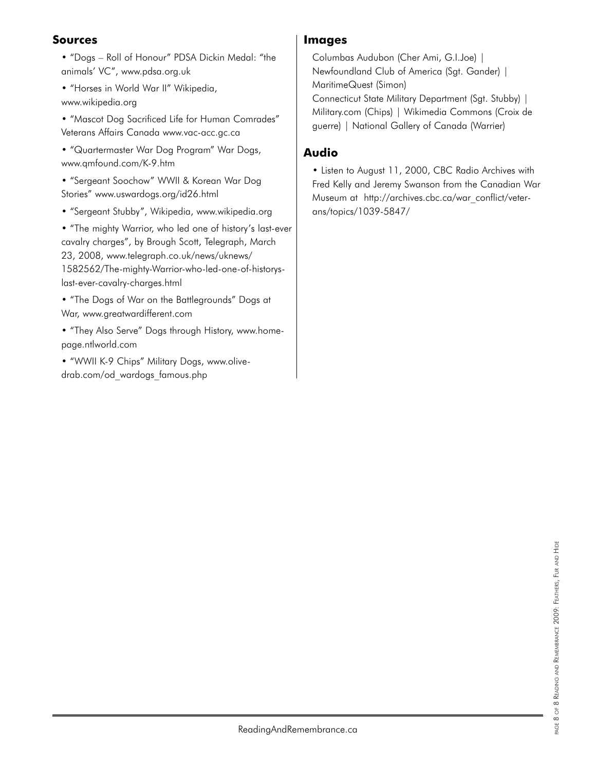## Sources

- "Dogs – Roll of Honour" PDSA Dickin Medal: "the animals' VC", www.pdsa.org.uk
- "Horses in World War II" Wikipedia, www.wikipedia.org
- "Mascot Dog Sacrificed Life for Human Comrades" Veterans Affairs Canada www.vac-acc.gc.ca
- "Quartermaster War Dog Program" War Dogs, www.qmfound.com/K-9.htm
- "Sergeant Soochow" WWII & Korean War Dog Stories" www.uswardogs.org/id26.html
- "Sergeant Stubby", Wikipedia, www.wikipedia.org
- "The mighty Warrior, who led one of history's last-ever cavalry charges", by Brough Scott, Telegraph, March 23, 2008, www.telegraph.co.uk/news/uknews/1582562/The-mighty-Warrior-who-led-one-of-historys-last-ever-cavalry-charges.html
- "The Dogs of War on the Battlegrounds" Dogs at War, www.greatwardifferent.com
- "They Also Serve" Dogs through History, www.homepage.ntlworld.com
- "WWII K-9 Chips" Military Dogs, www.olive-drab.com/od_wardogs_famous.php

## Images

Columbas Audubon (Cher Ami, G.I.Joe) | Newfoundland Club of America (Sgt. Gander) | MaritimeQuest (Simon)
Connecticut State Military Department (Sgt. Stubby) | Military.com (Chips) | Wikimedia Commons (Croix de guerre) | National Gallery of Canada (Warrier)

## Audio

- Listen to August 11, 2000, CBC Radio Archives with Fred Kelly and Jeremy Swanson from the Canadian War Museum at http://archives.cbc.ca/war_conflict/veterans/topics/1039-5847/